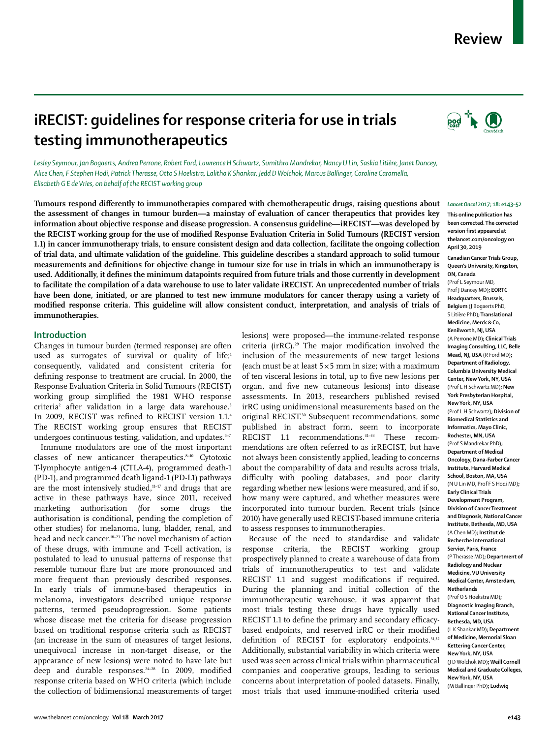Review

# iRECIST: guidelines for response criteria for use in trials testing immunotherapeutics

*Lesley Seymour, Jan Bogaerts, Andrea Perrone, Robert Ford, Lawrence H Schwartz, Sumithra Mandrekar, Nancy U Lin, Saskia Litière, Janet Dancey, Alice Chen, F Stephen Hodi, Patrick Therasse, Otto S Hoekstra, Lalitha K Shankar, Jedd D Wolchok, Marcus Ballinger, Caroline Caramella, Elisabeth G E de Vries, on behalf of the RECIST working group*

**Tumours respond differently to immunotherapies compared with chemotherapeutic drugs, raising questions about the assessment of changes in tumour burden—a mainstay of evaluation of cancer therapeutics that provides key information about objective response and disease progression. A consensus guideline—iRECIST—was developed by the RECIST working group for the use of modified Response Evaluation Criteria in Solid Tumours (RECIST version 1.1) in cancer immunotherapy trials, to ensure consistent design and data collection, facilitate the ongoing collection of trial data, and ultimate validation of the guideline. This guideline describes a standard approach to solid tumour measurements and definitions for objective change in tumour size for use in trials in which an immunotherapy is used. Additionally, it defines the minimum datapoints required from future trials and those currently in development to facilitate the compilation of a data warehouse to use to later validate iRECIST. An unprecedented number of trials have been done, initiated, or are planned to test new immune modulators for cancer therapy using a variety of modified response criteria. This guideline will allow consistent conduct, interpretation, and analysis of trials of immunotherapies.**

*Lancet Oncol* 2017; 18: e143–52

This online publication has been corrected. The corrected version first appeared at thelancet.com/oncology on April 30, 2019

Canadian Cancer Trials Group, Queen's University, Kingston, ON, Canada (Prof L Seymour MD, Prof J Dancey MD); EORTC Headquarters, Brussels, Belgium (J Bogaerts PhD, S Litière PhD); Translational Medicine, Merck & Co, Kenilworth, NJ, USA (A Perrone MD); Clinical Trials Imaging Consulting, LLC, Belle Mead, NJ, USA (R Ford MD); Department of Radiology, Columbia University Medical Center, New York, NY, USA (Prof L H Schwartz MD); New York Presbyterian Hospital, New York, NY, USA (Prof L H Schwartz); Division of Biomedical Statistics and Informatics, Mayo Clinic, Rochester, MN, USA (Prof S Mandrekar PhD); Department of Medical Oncology, Dana-Farber Cancer Institute, Harvard Medical School, Boston, MA, USA (N U Lin MD, Prof F S Hodi MD); Early Clinical Trials Development Program, Division of Cancer Treatment and Diagnosis, National Cancer Institute, Bethesda, MD, USA (A Chen MD); Institut de Recherche International Servier, Paris, France (P Therasse MD); Department of Radiology and Nuclear Medicine, VU University Medical Center, Amsterdam, Netherlands (Prof O S Hoekstra MD); Diagnostic Imaging Branch, National Cancer Institute, Bethesda, MD, USA (L K Shankar MD); Department of Medicine, Memorial Sloan Kettering Cancer Center, New York, NY, USA (J D Wolchok MD); Weill Cornell Medical and Graduate Colleges, New York, NY, USA (M Ballinger PhD); Ludwig

## Introduction

Changes in tumour burden (termed response) are often used as surrogates of survival or quality of life;[1] consequently, validated and consistent criteria for defining response to treatment are crucial. In 2000, the Response Evaluation Criteria in Solid Tumours (RECIST) working group simplified the 1981 WHO response criteria[2] after validation in a large data warehouse.[3] In 2009, RECIST was refined to RECIST version 1.1.[4] The RECIST working group ensures that RECIST undergoes continuous testing, validation, and updates.[5–7]

Immune modulators are one of the most important classes of new anticancer therapeutics.[8–10] Cytotoxic T-lymphocyte antigen-4 (CTLA-4), programmed death-1 (PD-1), and programmed death ligand-1 (PD-L1) pathways are the most intensively studied,[11–17] and drugs that are active in these pathways have, since 2011, received marketing authorisation (for some drugs the authorisation is conditional, pending the completion of other studies) for melanoma, lung, bladder, renal, and head and neck cancer.[18–23] The novel mechanism of action of these drugs, with immune and T-cell activation, is postulated to lead to unusual patterns of response that resemble tumour flare but are more pronounced and more frequent than previously described responses. In early trials of immune-based therapeutics in melanoma, investigators described unique response patterns, termed pseudoprogression. Some patients whose disease met the criteria for disease progression based on traditional response criteria such as RECIST (an increase in the sum of measures of target lesions, unequivocal increase in non-target disease, or the appearance of new lesions) were noted to have late but deep and durable responses.[24–28] In 2009, modified response criteria based on WHO criteria (which include the collection of bidimensional measurements of target lesions) were proposed—the immune-related response criteria (irRC).[29] The major modification involved the inclusion of the measurements of new target lesions (each must be at least 5×5 mm in size; with a maximum of ten visceral lesions in total, up to five new lesions per organ, and five new cutaneous lesions) into disease assessments. In 2013, researchers published revised irRC using unidimensional measurements based on the original RECIST.[30] Subsequent recommendations, some published in abstract form, seem to incorporate RECIST 1.1 recommendations.[31–33] These recommendations are often referred to as irRECIST, but have not always been consistently applied, leading to concerns about the comparability of data and results across trials, difficulty with pooling databases, and poor clarity regarding whether new lesions were measured, and if so, how many were captured, and whether measures were incorporated into tumour burden. Recent trials (since 2010) have generally used RECIST-based immune criteria to assess responses to immunotherapies.

Because of the need to standardise and validate response criteria, the RECIST working group prospectively planned to create a warehouse of data from trials of immunotherapeutics to test and validate RECIST 1.1 and suggest modifications if required. During the planning and initial collection of the immunotherapeutic warehouse, it was apparent that most trials testing these drugs have typically used RECIST 1.1 to define the primary and secondary efficacy-based endpoints, and reserved irRC or their modified definition of RECIST for exploratory endpoints.[31,32] Additionally, substantial variability in which criteria were used was seen across clinical trials within pharmaceutical companies and cooperative groups, leading to serious concerns about interpretation of pooled datasets. Finally, most trials that used immune-modified criteria used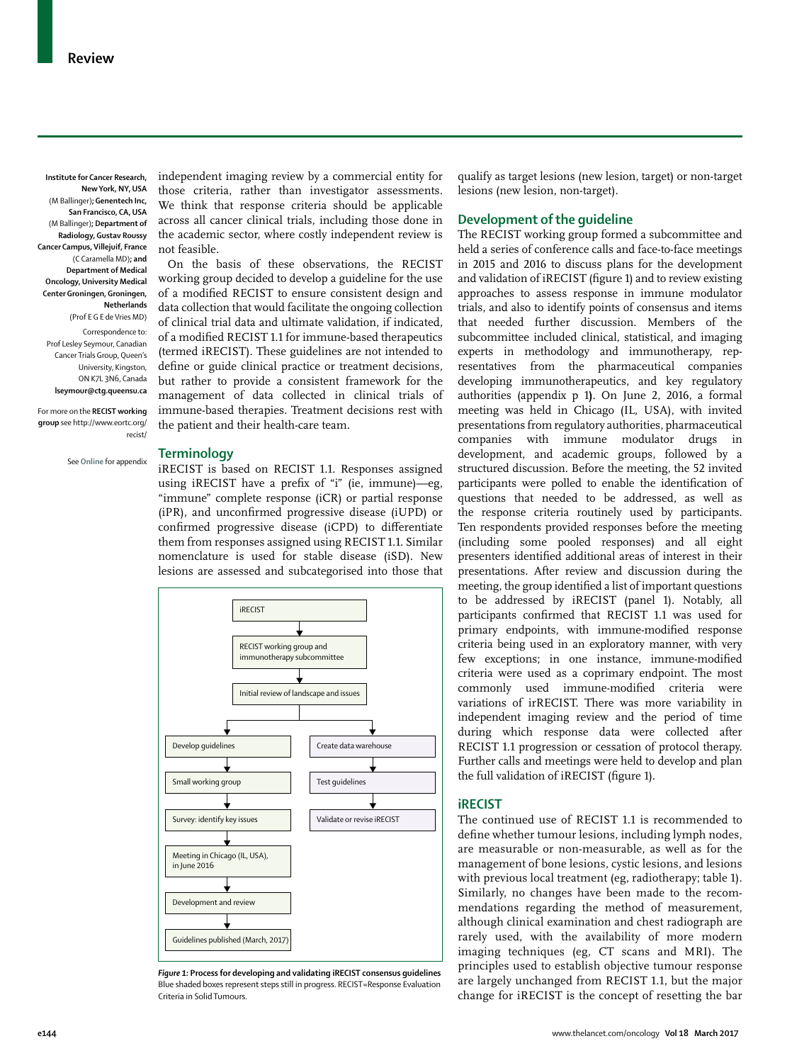Institute for Cancer Research, New York, NY, USA (M Ballinger); Genentech Inc, San Francisco, CA, USA (M Ballinger); Department of Radiology, Gustav Roussy Cancer Campus, Villejuif, France (C Caramella MD); and Department of Medical Oncology, University Medical Center Groningen, Groningen, Netherlands (Prof E G E de Vries MD)

Correspondence to: Prof Lesley Seymour, Canadian Cancer Trials Group, Queen's University, Kingston, ON K7L 3N6, Canada lseymour@ctg.queensu.ca

For more on the **RECIST working group** see http://www.eortc.org/recist/

See **Online** for appendix

independent imaging review by a commercial entity for those criteria, rather than investigator assessments. We think that response criteria should be applicable across all cancer clinical trials, including those done in the academic sector, where costly independent review is not feasible.

On the basis of these observations, the RECIST working group decided to develop a guideline for the use of a modified RECIST to ensure consistent design and data collection that would facilitate the ongoing collection of clinical trial data and ultimate validation, if indicated, of a modified RECIST 1.1 for immune-based therapeutics (termed iRECIST). These guidelines are not intended to define or guide clinical practice or treatment decisions, but rather to provide a consistent framework for the management of data collected in clinical trials of immune-based therapies. Treatment decisions rest with the patient and their health-care team.

## Terminology

iRECIST is based on RECIST 1.1. Responses assigned using iRECIST have a prefix of "i" (ie, immune)—eg, "immune" complete response (iCR) or partial response (iPR), and unconfirmed progressive disease (iUPD) or confirmed progressive disease (iCPD) to differentiate them from responses assigned using RECIST 1.1. Similar nomenclature is used for stable disease (iSD). New lesions are assessed and subcategorised into those that qualify as target lesions (new lesion, target) or non-target lesions (new lesion, non-target).

iRECIST → RECIST working group and immunotherapy subcommittee → Initial review of landscape and issues → (Develop guidelines → Small working group → Survey: identify key issues → Meeting in Chicago (IL, USA), in June 2016 → Development and review → Guidelines published (March, 2017)) and (Create data warehouse → Test guidelines → Validate or revise iRECIST)

*Figure 1:* **Process for developing and validating iRECIST consensus guidelines**
Blue shaded boxes represent steps still in progress. RECIST=Response Evaluation Criteria in Solid Tumours.

## Development of the guideline

The RECIST working group formed a subcommittee and held a series of conference calls and face-to-face meetings in 2015 and 2016 to discuss plans for the development and validation of iRECIST (figure 1) and to review existing approaches to assess response in immune modulator trials, and also to identify points of consensus and items that needed further discussion. Members of the subcommittee included clinical, statistical, and imaging experts in methodology and immunotherapy, representatives from the pharmaceutical companies developing immunotherapeutics, and key regulatory authorities (appendix p 1**)**. On June 2, 2016, a formal meeting was held in Chicago (IL, USA), with invited presentations from regulatory authorities, pharmaceutical companies with immune modulator drugs in development, and academic groups, followed by a structured discussion. Before the meeting, the 52 invited participants were polled to enable the identification of questions that needed to be addressed, as well as the response criteria routinely used by participants. Ten respondents provided responses before the meeting (including some pooled responses) and all eight presenters identified additional areas of interest in their presentations. After review and discussion during the meeting, the group identified a list of important questions to be addressed by iRECIST (panel 1). Notably, all participants confirmed that RECIST 1.1 was used for primary endpoints, with immune-modified response criteria being used in an exploratory manner, with very few exceptions; in one instance, immune-modified criteria were used as a coprimary endpoint. The most commonly used immune-modified criteria were variations of irRECIST. There was more variability in independent imaging review and the period of time during which response data were collected after RECIST 1.1 progression or cessation of protocol therapy. Further calls and meetings were held to develop and plan the full validation of iRECIST (figure 1).

## iRECIST

The continued use of RECIST 1.1 is recommended to define whether tumour lesions, including lymph nodes, are measurable or non-measurable, as well as for the management of bone lesions, cystic lesions, and lesions with previous local treatment (eg, radiotherapy; table 1). Similarly, no changes have been made to the recommendations regarding the method of measurement, although clinical examination and chest radiograph are rarely used, with the availability of more modern imaging techniques (eg, CT scans and MRI). The principles used to establish objective tumour response are largely unchanged from RECIST 1.1, but the major change for iRECIST is the concept of resetting the bar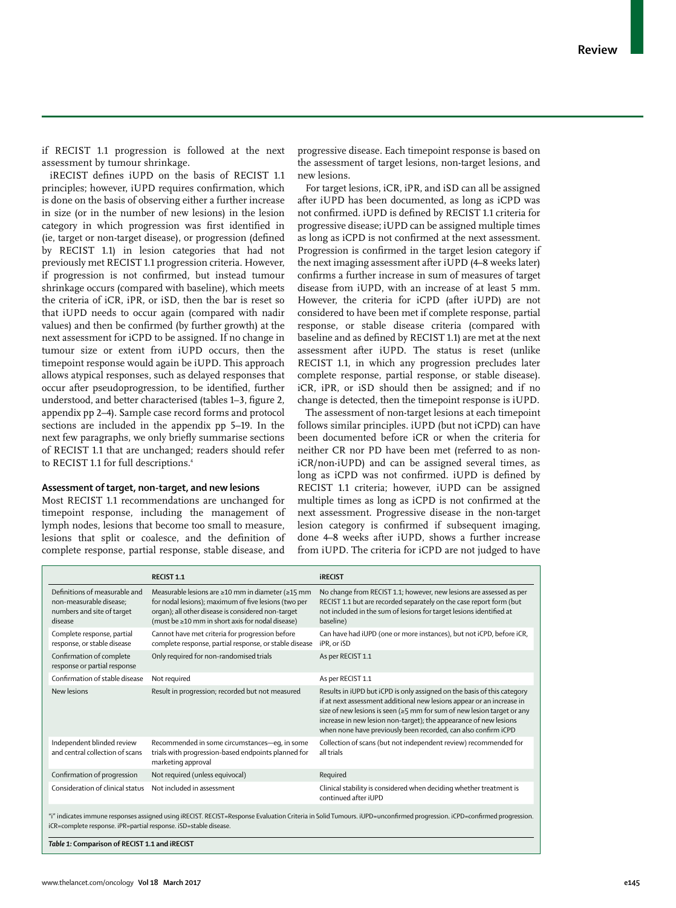if RECIST 1.1 progression is followed at the next assessment by tumour shrinkage.

iRECIST defines iUPD on the basis of RECIST 1.1 principles; however, iUPD requires confirmation, which is done on the basis of observing either a further increase in size (or in the number of new lesions) in the lesion category in which progression was first identified in (ie, target or non-target disease), or progression (defined by RECIST 1.1) in lesion categories that had not previously met RECIST 1.1 progression criteria. However, if progression is not confirmed, but instead tumour shrinkage occurs (compared with baseline), which meets the criteria of iCR, iPR, or iSD, then the bar is reset so that iUPD needs to occur again (compared with nadir values) and then be confirmed (by further growth) at the next assessment for iCPD to be assigned. If no change in tumour size or extent from iUPD occurs, then the timepoint response would again be iUPD. This approach allows atypical responses, such as delayed responses that occur after pseudoprogression, to be identified, further understood, and better characterised (tables 1–3, figure 2, appendix pp 2–4). Sample case record forms and protocol sections are included in the appendix pp 5–19. In the next few paragraphs, we only briefly summarise sections of RECIST 1.1 that are unchanged; readers should refer to RECIST 1.1 for full descriptions.[4]

## Assessment of target, non-target, and new lesions

Most RECIST 1.1 recommendations are unchanged for timepoint response, including the management of lymph nodes, lesions that become too small to measure, lesions that split or coalesce, and the definition of complete response, partial response, stable disease, and progressive disease. Each timepoint response is based on the assessment of target lesions, non-target lesions, and new lesions.

For target lesions, iCR, iPR, and iSD can all be assigned after iUPD has been documented, as long as iCPD was not confirmed. iUPD is defined by RECIST 1.1 criteria for progressive disease; iUPD can be assigned multiple times as long as iCPD is not confirmed at the next assessment. Progression is confirmed in the target lesion category if the next imaging assessment after iUPD (4–8 weeks later) confirms a further increase in sum of measures of target disease from iUPD, with an increase of at least 5 mm. However, the criteria for iCPD (after iUPD) are not considered to have been met if complete response, partial response, or stable disease criteria (compared with baseline and as defined by RECIST 1.1) are met at the next assessment after iUPD. The status is reset (unlike RECIST 1.1, in which any progression precludes later complete response, partial response, or stable disease). iCR, iPR, or iSD should then be assigned; and if no change is detected, then the timepoint response is iUPD.

The assessment of non-target lesions at each timepoint follows similar principles. iUPD (but not iCPD) can have been documented before iCR or when the criteria for neither CR nor PD have been met (referred to as non-iCR/non-iUPD) and can be assigned several times, as long as iCPD was not confirmed. iUPD is defined by RECIST 1.1 criteria; however, iUPD can be assigned multiple times as long as iCPD is not confirmed at the next assessment. Progressive disease in the non-target lesion category is confirmed if subsequent imaging, done 4–8 weeks after iUPD, shows a further increase from iUPD. The criteria for iCPD are not judged to have

| | RECIST 1.1 | iRECIST |
|---|---|---|
| Definitions of measurable and non-measurable disease; numbers and site of target disease | Measurable lesions are ≥10 mm in diameter (≥15 mm for nodal lesions); maximum of five lesions (two per organ); all other disease is considered non-target (must be ≥10 mm in short axis for nodal disease) | No change from RECIST 1.1; however, new lesions are assessed as per RECIST 1.1 but are recorded separately on the case report form (but not included in the sum of lesions for target lesions identified at baseline) |
| Complete response, partial response, or stable disease | Cannot have met criteria for progression before complete response, partial response, or stable disease | Can have had iUPD (one or more instances), but not iCPD, before iCR, iPR, or iSD |
| Confirmation of complete response or partial response | Only required for non-randomised trials | As per RECIST 1.1 |
| Confirmation of stable disease | Not required | As per RECIST 1.1 |
| New lesions | Result in progression; recorded but not measured | Results in iUPD but iCPD is only assigned on the basis of this category if at next assessment additional new lesions appear or an increase in size of new lesions is seen (≥5 mm for sum of new lesion target or any increase in new lesion non-target); the appearance of new lesions when none have previously been recorded, can also confirm iCPD |
| Independent blinded review and central collection of scans | Recommended in some circumstances—eg, in some trials with progression-based endpoints planned for marketing approval | Collection of scans (but not independent review) recommended for all trials |
| Confirmation of progression | Not required (unless equivocal) | Required |
| Consideration of clinical status | Not included in assessment | Clinical stability is considered when deciding whether treatment is continued after iUPD |

"i" indicates immune responses assigned using iRECIST. RECIST=Response Evaluation Criteria in Solid Tumours. iUPD=unconfirmed progression. iCPD=confirmed progression. iCR=complete response. iPR=partial response. iSD=stable disease.

*Table 1:* **Comparison of RECIST 1.1 and iRECIST**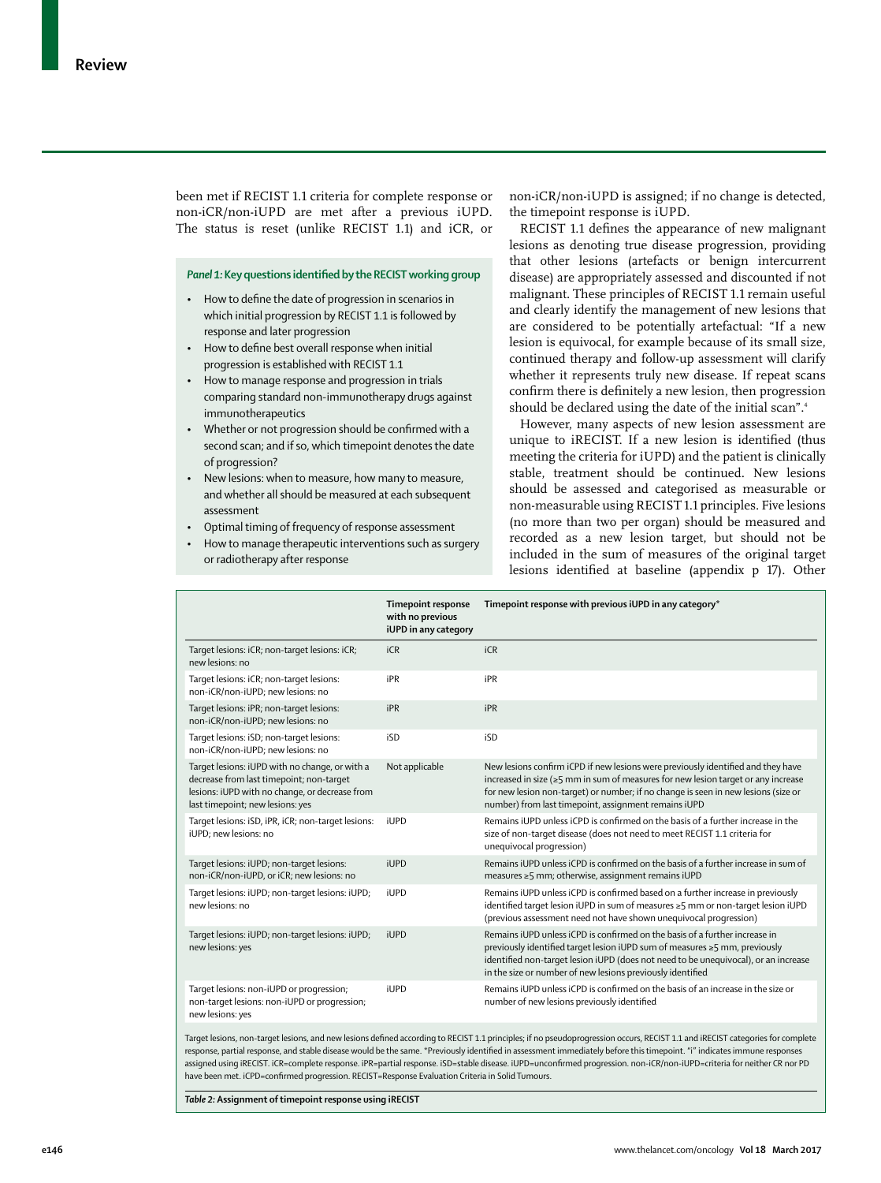been met if RECIST 1.1 criteria for complete response or non-iCR/non-iUPD are met after a previous iUPD. The status is reset (unlike RECIST 1.1) and iCR, or non-iCR/non-iUPD is assigned; if no change is detected, the timepoint response is iUPD.

***Panel 1:* Key questions identified by the RECIST working group**

- How to define the date of progression in scenarios in which initial progression by RECIST 1.1 is followed by response and later progression
- How to define best overall response when initial progression is established with RECIST 1.1
- How to manage response and progression in trials comparing standard non-immunotherapy drugs against immunotherapeutics
- Whether or not progression should be confirmed with a second scan; and if so, which timepoint denotes the date of progression?
- New lesions: when to measure, how many to measure, and whether all should be measured at each subsequent assessment
- Optimal timing of frequency of response assessment
- How to manage therapeutic interventions such as surgery or radiotherapy after response

RECIST 1.1 defines the appearance of new malignant lesions as denoting true disease progression, providing that other lesions (artefacts or benign intercurrent disease) are appropriately assessed and discounted if not malignant. These principles of RECIST 1.1 remain useful and clearly identify the management of new lesions that are considered to be potentially artefactual: "If a new lesion is equivocal, for example because of its small size, continued therapy and follow-up assessment will clarify whether it represents truly new disease. If repeat scans confirm there is definitely a new lesion, then progression should be declared using the date of the initial scan".[4]

However, many aspects of new lesion assessment are unique to iRECIST. If a new lesion is identified (thus meeting the criteria for iUPD) and the patient is clinically stable, treatment should be continued. New lesions should be assessed and categorised as measurable or non-measurable using RECIST 1.1 principles. Five lesions (no more than two per organ) should be measured and recorded as a new lesion target, but should not be included in the sum of measures of the original target lesions identified at baseline (appendix p 17). Other

| | Timepoint response with no previous iUPD in any category | Timepoint response with previous iUPD in any category* |
|---|---|---|
| Target lesions: iCR; non-target lesions: iCR; new lesions: no | iCR | iCR |
| Target lesions: iCR; non-target lesions: non-iCR/non-iUPD; new lesions: no | iPR | iPR |
| Target lesions: iPR; non-target lesions: non-iCR/non-iUPD; new lesions: no | iPR | iPR |
| Target lesions: iSD; non-target lesions: non-iCR/non-iUPD; new lesions: no | iSD | iSD |
| Target lesions: iUPD with no change, or with a decrease from last timepoint; non-target lesions: iUPD with no change, or decrease from last timepoint; new lesions: yes | Not applicable | New lesions confirm iCPD if new lesions were previously identified and they have increased in size (≥5 mm in sum of measures for new lesion target or any increase for new lesion non-target) or number; if no change is seen in new lesions (size or number) from last timepoint, assignment remains iUPD |
| Target lesions: iSD, iPR, iCR; non-target lesions: iUPD; new lesions: no | iUPD | Remains iUPD unless iCPD is confirmed on the basis of a further increase in the size of non-target disease (does not need to meet RECIST 1.1 criteria for unequivocal progression) |
| Target lesions: iUPD; non-target lesions: non-iCR/non-iUPD, or iCR; new lesions: no | iUPD | Remains iUPD unless iCPD is confirmed on the basis of a further increase in sum of measures ≥5 mm; otherwise, assignment remains iUPD |
| Target lesions: iUPD; non-target lesions: iUPD; new lesions: no | iUPD | Remains iUPD unless iCPD is confirmed based on a further increase in previously identified target lesion iUPD in sum of measures ≥5 mm or non-target lesion iUPD (previous assessment need not have shown unequivocal progression) |
| Target lesions: iUPD; non-target lesions: iUPD; new lesions: yes | iUPD | Remains iUPD unless iCPD is confirmed on the basis of a further increase in previously identified target lesion iUPD sum of measures ≥5 mm, previously identified non-target lesion iUPD (does not need to be unequivocal), or an increase in the size or number of new lesions previously identified |
| Target lesions: non-iUPD or progression; non-target lesions: non-iUPD or progression; new lesions: yes | iUPD | Remains iUPD unless iCPD is confirmed on the basis of an increase in the size or number of new lesions previously identified |

Target lesions, non-target lesions, and new lesions defined according to RECIST 1.1 principles; if no pseudoprogression occurs, RECIST 1.1 and iRECIST categories for complete response, partial response, and stable disease would be the same. *Previously identified in assessment immediately before this timepoint. "i" indicates immune responses assigned using iRECIST. iCR=complete response. iPR=partial response. iSD=stable disease. iUPD=unconfirmed progression. non-iCR/non-iUPD=criteria for neither CR nor PD have been met. iCPD=confirmed progression. RECIST=Response Evaluation Criteria in Solid Tumours.

***Table 2:* Assignment of timepoint response using iRECIST**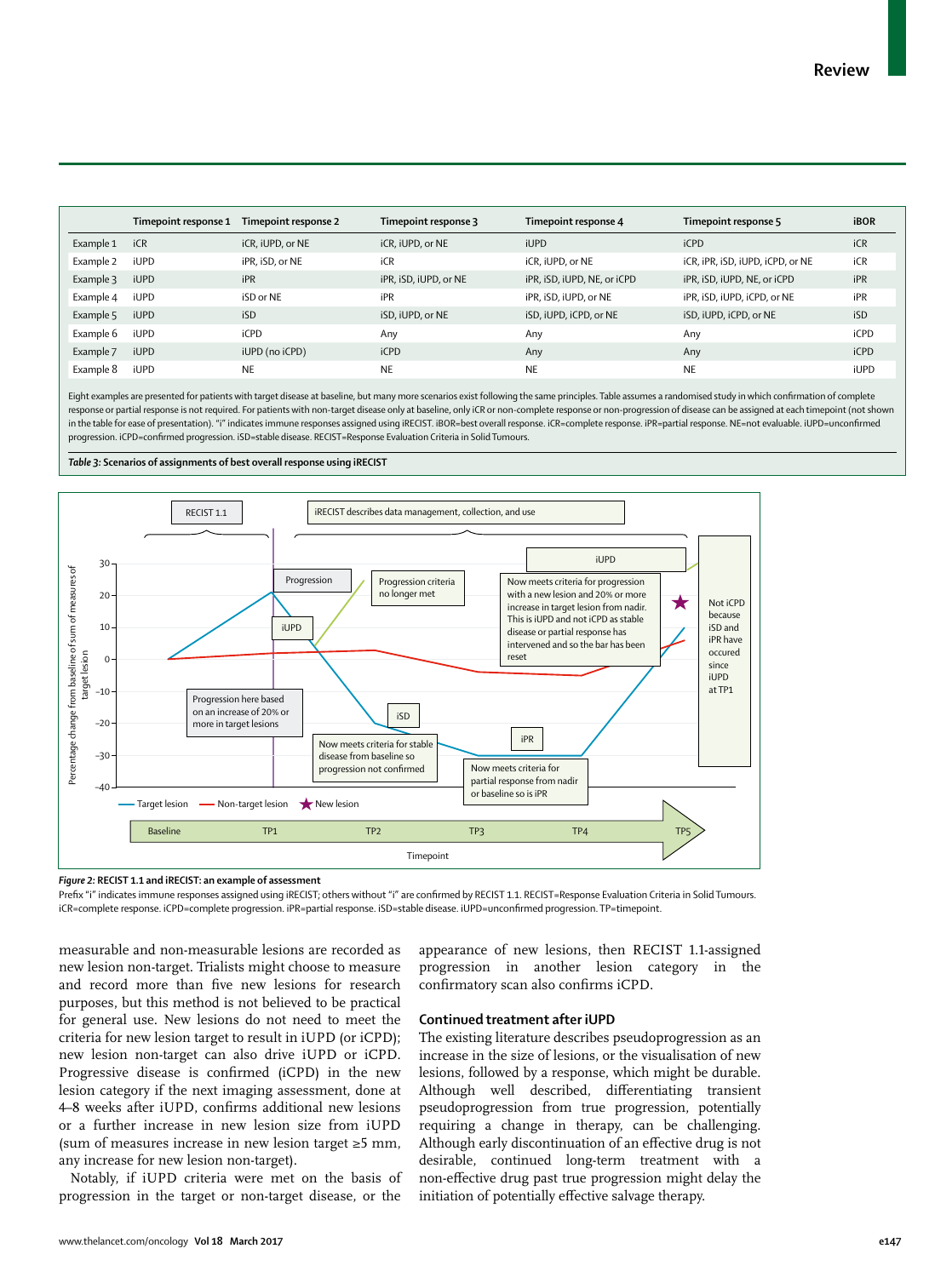| | Timepoint response 1 | Timepoint response 2 | Timepoint response 3 | Timepoint response 4 | Timepoint response 5 | iBOR |
|---|---|---|---|---|---|---|
| Example 1 | iCR | iCR, iUPD, or NE | iCR, iUPD, or NE | iUPD | iCPD | iCR |
| Example 2 | iUPD | iPR, iSD, or NE | iCR | iCR, iUPD, or NE | iCR, iPR, iSD, iUPD, iCPD, or NE | iCR |
| Example 3 | iUPD | iPR | iPR, iSD, iUPD, or NE | iPR, iSD, iUPD, NE, or iCPD | iPR, iSD, iUPD, NE, or iCPD | iPR |
| Example 4 | iUPD | iSD or NE | iPR | iPR, iSD, iUPD, or NE | iPR, iSD, iUPD, iCPD, or NE | iPR |
| Example 5 | iUPD | iSD | iSD, iUPD, or NE | iSD, iUPD, iCPD, or NE | iSD, iUPD, iCPD, or NE | iSD |
| Example 6 | iUPD | iCPD | Any | Any | Any | iCPD |
| Example 7 | iUPD | iUPD (no iCPD) | iCPD | Any | Any | iCPD |
| Example 8 | iUPD | NE | NE | NE | NE | iUPD |

Eight examples are presented for patients with target disease at baseline, but many more scenarios exist following the same principles. Table assumes a randomised study in which confirmation of complete response or partial response is not required. For patients with non-target disease only at baseline, only iCR or non-complete response or non-progression of disease can be assigned at each timepoint (not shown in the table for ease of presentation). "i" indicates immune responses assigned using iRECIST. iBOR=best overall response. iCR=complete response. iPR=partial response. NE=not evaluable. iUPD=unconfirmed progression. iCPD=confirmed progression. iSD=stable disease. RECIST=Response Evaluation Criteria in Solid Tumours.

*Table 3:* **Scenarios of assignments of best overall response using iRECIST**

*Figure 2:* **RECIST 1.1 and iRECIST: an example of assessment**

Prefix "i" indicates immune responses assigned using iRECIST; others without "i" are confirmed by RECIST 1.1. RECIST=Response Evaluation Criteria in Solid Tumours. iCR=complete response. iCPD=complete progression. iPR=partial response. iSD=stable disease. iUPD=unconfirmed progression. TP=timepoint.

measurable and non-measurable lesions are recorded as new lesion non-target. Trialists might choose to measure and record more than five new lesions for research purposes, but this method is not believed to be practical for general use. New lesions do not need to meet the criteria for new lesion target to result in iUPD (or iCPD); new lesion non-target can also drive iUPD or iCPD. Progressive disease is confirmed (iCPD) in the new lesion category if the next imaging assessment, done at 4–8 weeks after iUPD, confirms additional new lesions or a further increase in new lesion size from iUPD (sum of measures increase in new lesion target ≥5 mm, any increase for new lesion non-target).

Notably, if iUPD criteria were met on the basis of progression in the target or non-target disease, or the appearance of new lesions, then RECIST 1.1-assigned progression in another lesion category in the confirmatory scan also confirms iCPD.

## Continued treatment after iUPD

The existing literature describes pseudoprogression as an increase in the size of lesions, or the visualisation of new lesions, followed by a response, which might be durable. Although well described, differentiating transient pseudoprogression from true progression, potentially requiring a change in therapy, can be challenging. Although early discontinuation of an effective drug is not desirable, continued long-term treatment with a non-effective drug past true progression might delay the initiation of potentially effective salvage therapy.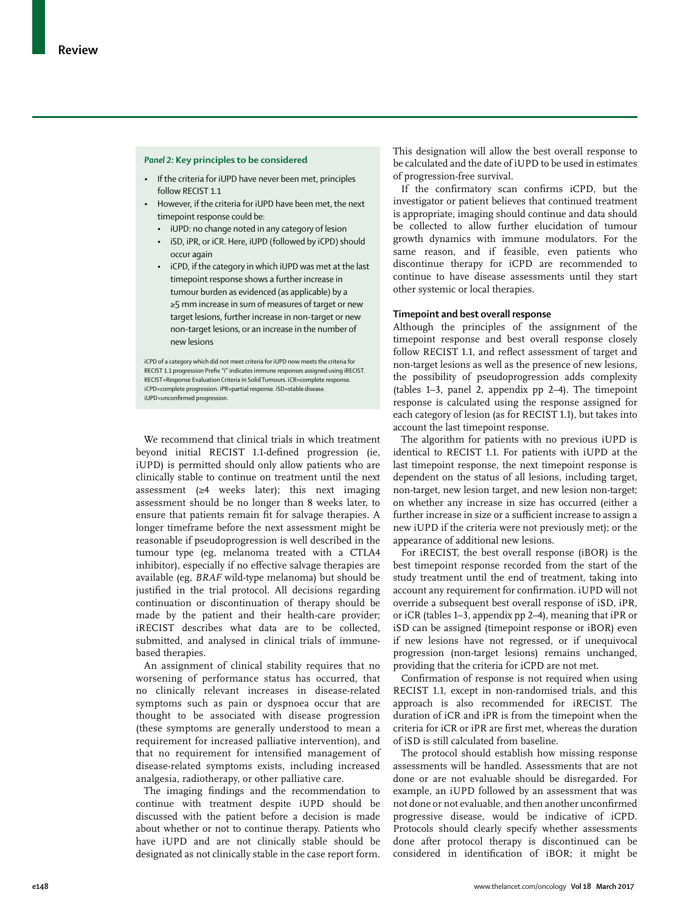### *Panel 2:* Key principles to be considered

- If the criteria for iUPD have never been met, principles follow RECIST 1.1
- However, if the criteria for iUPD have been met, the next timepoint response could be:
  - iUPD: no change noted in any category of lesion
  - iSD, iPR, or iCR. Here, iUPD (followed by iCPD) should occur again
  - iCPD, if the category in which iUPD was met at the last timepoint response shows a further increase in tumour burden as evidenced (as applicable) by a ≥5 mm increase in sum of measures of target or new target lesions, further increase in non-target or new non-target lesions, or an increase in the number of new lesions

iCPD of a category which did not meet criteria for iUPD now meets the criteria for RECIST 1.1 progression Prefix "i" indicates immune responses assigned using iRECIST. RECIST=Response Evaluation Criteria in Solid Tumours. iCR=complete response. iCPD=complete progression. iPR=partial response. iSD=stable disease. iUPD=unconfirmed progression.

We recommend that clinical trials in which treatment beyond initial RECIST 1.1-defined progression (ie, iUPD) is permitted should only allow patients who are clinically stable to continue on treatment until the next assessment (≥4 weeks later); this next imaging assessment should be no longer than 8 weeks later, to ensure that patients remain fit for salvage therapies. A longer timeframe before the next assessment might be reasonable if pseudoprogression is well described in the tumour type (eg, melanoma treated with a CTLA4 inhibitor), especially if no effective salvage therapies are available (eg, *BRAF* wild-type melanoma) but should be justified in the trial protocol. All decisions regarding continuation or discontinuation of therapy should be made by the patient and their health-care provider; iRECIST describes what data are to be collected, submitted, and analysed in clinical trials of immune-based therapies.

An assignment of clinical stability requires that no worsening of performance status has occurred, that no clinically relevant increases in disease-related symptoms such as pain or dyspnoea occur that are thought to be associated with disease progression (these symptoms are generally understood to mean a requirement for increased palliative intervention), and that no requirement for intensified management of disease-related symptoms exists, including increased analgesia, radiotherapy, or other palliative care.

The imaging findings and the recommendation to continue with treatment despite iUPD should be discussed with the patient before a decision is made about whether or not to continue therapy. Patients who have iUPD and are not clinically stable should be designated as not clinically stable in the case report form. This designation will allow the best overall response to be calculated and the date of iUPD to be used in estimates of progression-free survival.

If the confirmatory scan confirms iCPD, but the investigator or patient believes that continued treatment is appropriate, imaging should continue and data should be collected to allow further elucidation of tumour growth dynamics with immune modulators. For the same reason, and if feasible, even patients who discontinue therapy for iCPD are recommended to continue to have disease assessments until they start other systemic or local therapies.

### Timepoint and best overall response

Although the principles of the assignment of the timepoint response and best overall response closely follow RECIST 1.1, and reflect assessment of target and non-target lesions as well as the presence of new lesions, the possibility of pseudoprogression adds complexity (tables 1–3, panel 2, appendix pp 2–4). The timepoint response is calculated using the response assigned for each category of lesion (as for RECIST 1.1), but takes into account the last timepoint response.

The algorithm for patients with no previous iUPD is identical to RECIST 1.1. For patients with iUPD at the last timepoint response, the next timepoint response is dependent on the status of all lesions, including target, non-target, new lesion target, and new lesion non-target; on whether any increase in size has occurred (either a further increase in size or a sufficient increase to assign a new iUPD if the criteria were not previously met); or the appearance of additional new lesions.

For iRECIST, the best overall response (iBOR) is the best timepoint response recorded from the start of the study treatment until the end of treatment, taking into account any requirement for confirmation. iUPD will not override a subsequent best overall response of iSD, iPR, or iCR (tables 1–3, appendix pp 2–4), meaning that iPR or iSD can be assigned (timepoint response or iBOR) even if new lesions have not regressed, or if unequivocal progression (non-target lesions) remains unchanged, providing that the criteria for iCPD are not met.

Confirmation of response is not required when using RECIST 1.1, except in non-randomised trials, and this approach is also recommended for iRECIST. The duration of iCR and iPR is from the timepoint when the criteria for iCR or iPR are first met, whereas the duration of iSD is still calculated from baseline.

The protocol should establish how missing response assessments will be handled. Assessments that are not done or are not evaluable should be disregarded. For example, an iUPD followed by an assessment that was not done or not evaluable, and then another unconfirmed progressive disease, would be indicative of iCPD. Protocols should clearly specify whether assessments done after protocol therapy is discontinued can be considered in identification of iBOR; it might be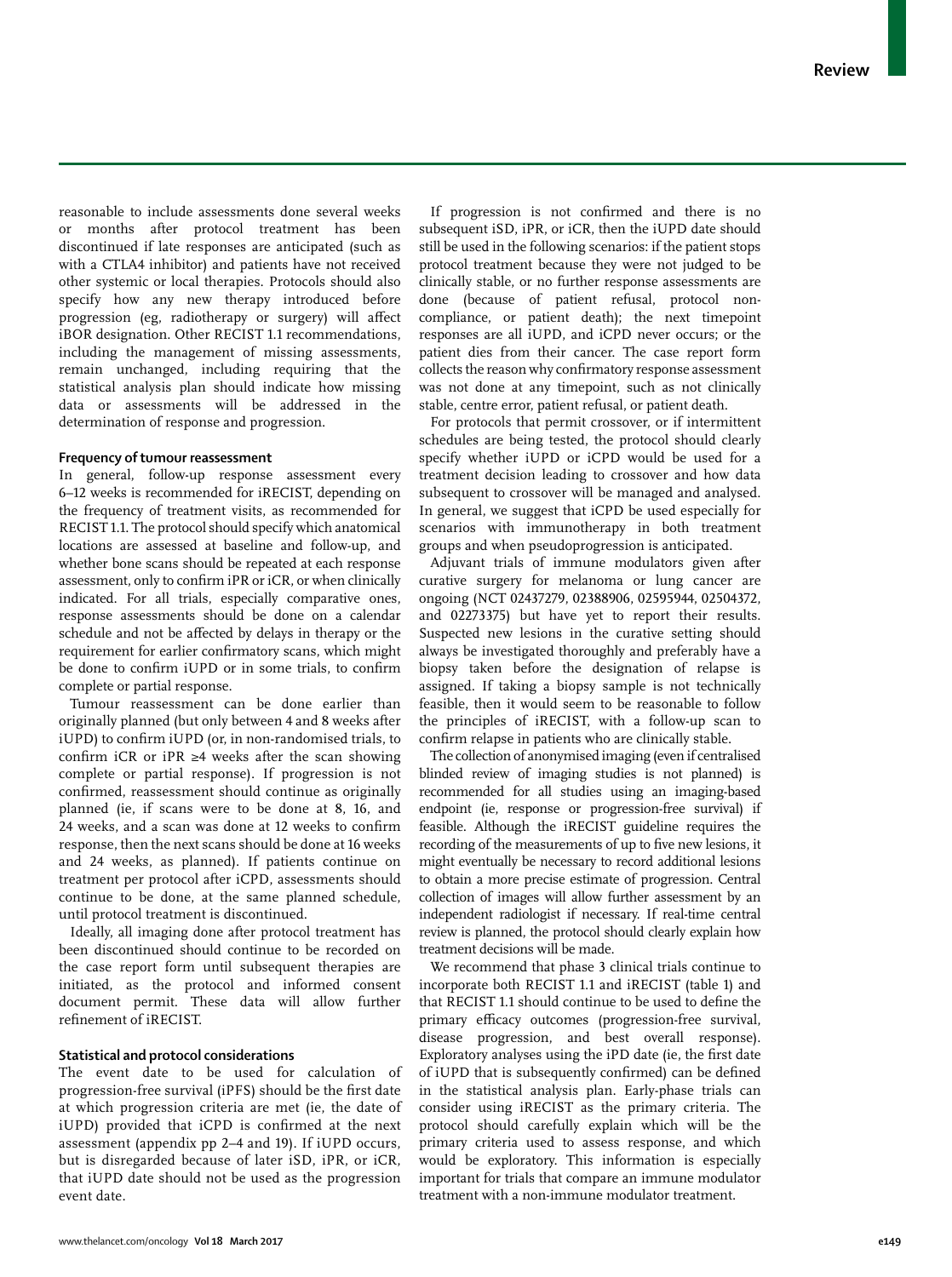reasonable to include assessments done several weeks or months after protocol treatment has been discontinued if late responses are anticipated (such as with a CTLA4 inhibitor) and patients have not received other systemic or local therapies. Protocols should also specify how any new therapy introduced before progression (eg, radiotherapy or surgery) will affect iBOR designation. Other RECIST 1.1 recommendations, including the management of missing assessments, remain unchanged, including requiring that the statistical analysis plan should indicate how missing data or assessments will be addressed in the determination of response and progression.

### Frequency of tumour reassessment

In general, follow-up response assessment every 6–12 weeks is recommended for iRECIST, depending on the frequency of treatment visits, as recommended for RECIST 1.1. The protocol should specify which anatomical locations are assessed at baseline and follow-up, and whether bone scans should be repeated at each response assessment, only to confirm iPR or iCR, or when clinically indicated. For all trials, especially comparative ones, response assessments should be done on a calendar schedule and not be affected by delays in therapy or the requirement for earlier confirmatory scans, which might be done to confirm iUPD or in some trials, to confirm complete or partial response.

Tumour reassessment can be done earlier than originally planned (but only between 4 and 8 weeks after iUPD) to confirm iUPD (or, in non-randomised trials, to confirm iCR or iPR ≥4 weeks after the scan showing complete or partial response). If progression is not confirmed, reassessment should continue as originally planned (ie, if scans were to be done at 8, 16, and 24 weeks, and a scan was done at 12 weeks to confirm response, then the next scans should be done at 16 weeks and 24 weeks, as planned). If patients continue on treatment per protocol after iCPD, assessments should continue to be done, at the same planned schedule, until protocol treatment is discontinued.

Ideally, all imaging done after protocol treatment has been discontinued should continue to be recorded on the case report form until subsequent therapies are initiated, as the protocol and informed consent document permit. These data will allow further refinement of iRECIST.

### Statistical and protocol considerations

The event date to be used for calculation of progression-free survival (iPFS) should be the first date at which progression criteria are met (ie, the date of iUPD) provided that iCPD is confirmed at the next assessment (appendix pp 2–4 and 19). If iUPD occurs, but is disregarded because of later iSD, iPR, or iCR, that iUPD date should not be used as the progression event date.

If progression is not confirmed and there is no subsequent iSD, iPR, or iCR, then the iUPD date should still be used in the following scenarios: if the patient stops protocol treatment because they were not judged to be clinically stable, or no further response assessments are done (because of patient refusal, protocol non-compliance, or patient death); the next timepoint responses are all iUPD, and iCPD never occurs; or the patient dies from their cancer. The case report form collects the reason why confirmatory response assessment was not done at any timepoint, such as not clinically stable, centre error, patient refusal, or patient death.

For protocols that permit crossover, or if intermittent schedules are being tested, the protocol should clearly specify whether iUPD or iCPD would be used for a treatment decision leading to crossover and how data subsequent to crossover will be managed and analysed. In general, we suggest that iCPD be used especially for scenarios with immunotherapy in both treatment groups and when pseudoprogression is anticipated.

Adjuvant trials of immune modulators given after curative surgery for melanoma or lung cancer are ongoing (NCT 02437279, 02388906, 02595944, 02504372, and 02273375) but have yet to report their results. Suspected new lesions in the curative setting should always be investigated thoroughly and preferably have a biopsy taken before the designation of relapse is assigned. If taking a biopsy sample is not technically feasible, then it would seem to be reasonable to follow the principles of iRECIST, with a follow-up scan to confirm relapse in patients who are clinically stable.

The collection of anonymised imaging (even if centralised blinded review of imaging studies is not planned) is recommended for all studies using an imaging-based endpoint (ie, response or progression-free survival) if feasible. Although the iRECIST guideline requires the recording of the measurements of up to five new lesions, it might eventually be necessary to record additional lesions to obtain a more precise estimate of progression. Central collection of images will allow further assessment by an independent radiologist if necessary. If real-time central review is planned, the protocol should clearly explain how treatment decisions will be made.

We recommend that phase 3 clinical trials continue to incorporate both RECIST 1.1 and iRECIST (table 1) and that RECIST 1.1 should continue to be used to define the primary efficacy outcomes (progression-free survival, disease progression, and best overall response). Exploratory analyses using the iPD date (ie, the first date of iUPD that is subsequently confirmed) can be defined in the statistical analysis plan. Early-phase trials can consider using iRECIST as the primary criteria. The protocol should carefully explain which will be the primary criteria used to assess response, and which would be exploratory. This information is especially important for trials that compare an immune modulator treatment with a non-immune modulator treatment.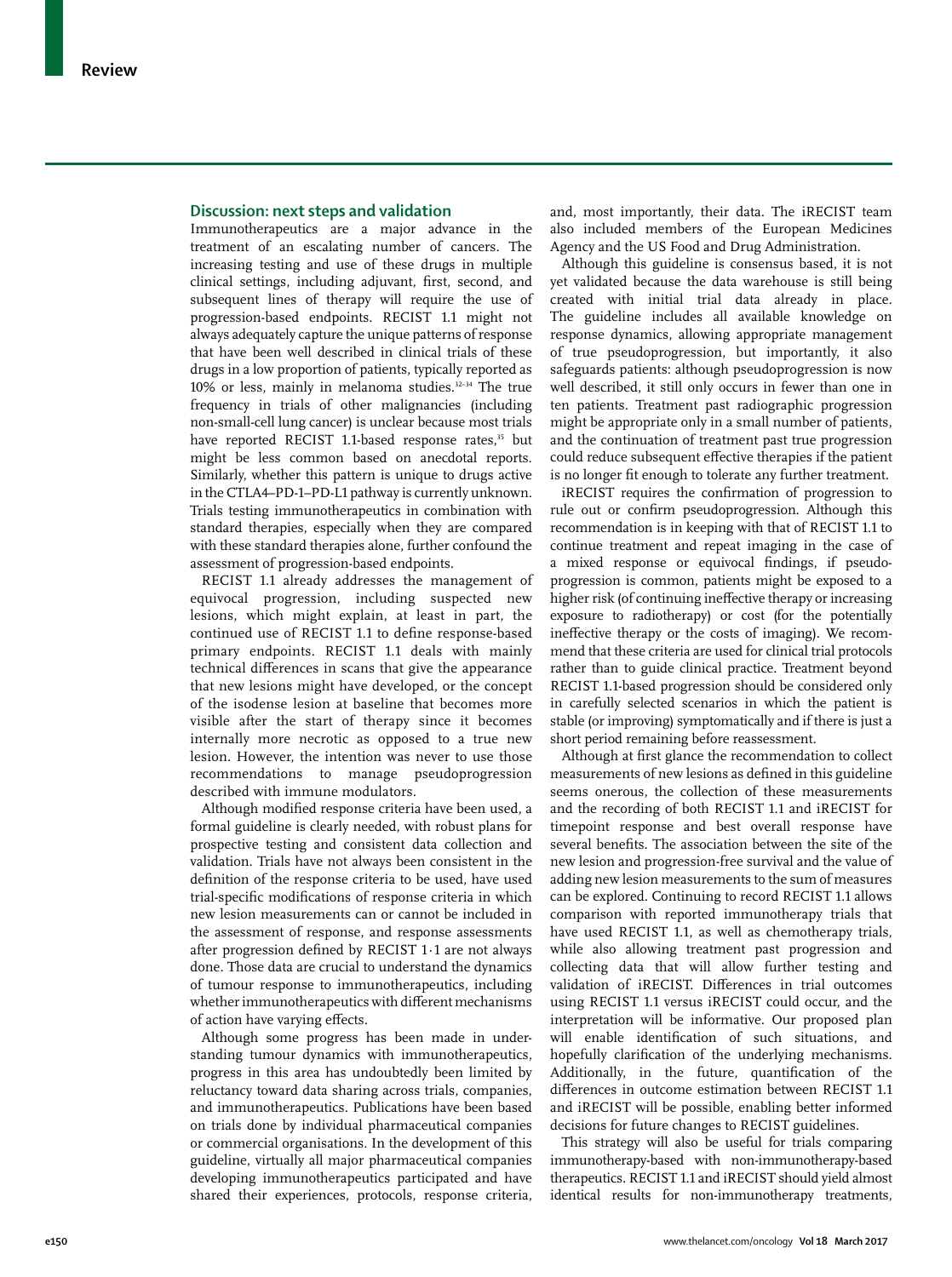## Discussion: next steps and validation

Immunotherapeutics are a major advance in the treatment of an escalating number of cancers. The increasing testing and use of these drugs in multiple clinical settings, including adjuvant, first, second, and subsequent lines of therapy will require the use of progression-based endpoints. RECIST 1.1 might not always adequately capture the unique patterns of response that have been well described in clinical trials of these drugs in a low proportion of patients, typically reported as 10% or less, mainly in melanoma studies.[32–34] The true frequency in trials of other malignancies (including non-small-cell lung cancer) is unclear because most trials have reported RECIST 1.1-based response rates,[35] but might be less common based on anecdotal reports. Similarly, whether this pattern is unique to drugs active in the CTLA4–PD-1–PD-L1 pathway is currently unknown. Trials testing immunotherapeutics in combination with standard therapies, especially when they are compared with these standard therapies alone, further confound the assessment of progression-based endpoints.

RECIST 1.1 already addresses the management of equivocal progression, including suspected new lesions, which might explain, at least in part, the continued use of RECIST 1.1 to define response-based primary endpoints. RECIST 1.1 deals with mainly technical differences in scans that give the appearance that new lesions might have developed, or the concept of the isodense lesion at baseline that becomes more visible after the start of therapy since it becomes internally more necrotic as opposed to a true new lesion. However, the intention was never to use those recommendations to manage pseudoprogression described with immune modulators.

Although modified response criteria have been used, a formal guideline is clearly needed, with robust plans for prospective testing and consistent data collection and validation. Trials have not always been consistent in the definition of the response criteria to be used, have used trial-specific modifications of response criteria in which new lesion measurements can or cannot be included in the assessment of response, and response assessments after progression defined by RECIST 1·1 are not always done. Those data are crucial to understand the dynamics of tumour response to immunotherapeutics, including whether immunotherapeutics with different mechanisms of action have varying effects.

Although some progress has been made in understanding tumour dynamics with immunotherapeutics, progress in this area has undoubtedly been limited by reluctancy toward data sharing across trials, companies, and immunotherapeutics. Publications have been based on trials done by individual pharmaceutical companies or commercial organisations. In the development of this guideline, virtually all major pharmaceutical companies developing immunotherapeutics participated and have shared their experiences, protocols, response criteria, and, most importantly, their data. The iRECIST team also included members of the European Medicines Agency and the US Food and Drug Administration.

Although this guideline is consensus based, it is not yet validated because the data warehouse is still being created with initial trial data already in place. The guideline includes all available knowledge on response dynamics, allowing appropriate management of true pseudoprogression, but importantly, it also safeguards patients: although pseudoprogression is now well described, it still only occurs in fewer than one in ten patients. Treatment past radiographic progression might be appropriate only in a small number of patients, and the continuation of treatment past true progression could reduce subsequent effective therapies if the patient is no longer fit enough to tolerate any further treatment.

iRECIST requires the confirmation of progression to rule out or confirm pseudoprogression. Although this recommendation is in keeping with that of RECIST 1.1 to continue treatment and repeat imaging in the case of a mixed response or equivocal findings, if pseudoprogression is common, patients might be exposed to a higher risk (of continuing ineffective therapy or increasing exposure to radiotherapy) or cost (for the potentially ineffective therapy or the costs of imaging). We recommend that these criteria are used for clinical trial protocols rather than to guide clinical practice. Treatment beyond RECIST 1.1-based progression should be considered only in carefully selected scenarios in which the patient is stable (or improving) symptomatically and if there is just a short period remaining before reassessment.

Although at first glance the recommendation to collect measurements of new lesions as defined in this guideline seems onerous, the collection of these measurements and the recording of both RECIST 1.1 and iRECIST for timepoint response and best overall response have several benefits. The association between the site of the new lesion and progression-free survival and the value of adding new lesion measurements to the sum of measures can be explored. Continuing to record RECIST 1.1 allows comparison with reported immunotherapy trials that have used RECIST 1.1, as well as chemotherapy trials, while also allowing treatment past progression and collecting data that will allow further testing and validation of iRECIST. Differences in trial outcomes using RECIST 1.1 versus iRECIST could occur, and the interpretation will be informative. Our proposed plan will enable identification of such situations, and hopefully clarification of the underlying mechanisms. Additionally, in the future, quantification of the differences in outcome estimation between RECIST 1.1 and iRECIST will be possible, enabling better informed decisions for future changes to RECIST guidelines.

This strategy will also be useful for trials comparing immunotherapy-based with non-immunotherapy-based therapeutics. RECIST 1.1 and iRECIST should yield almost identical results for non-immunotherapy treatments,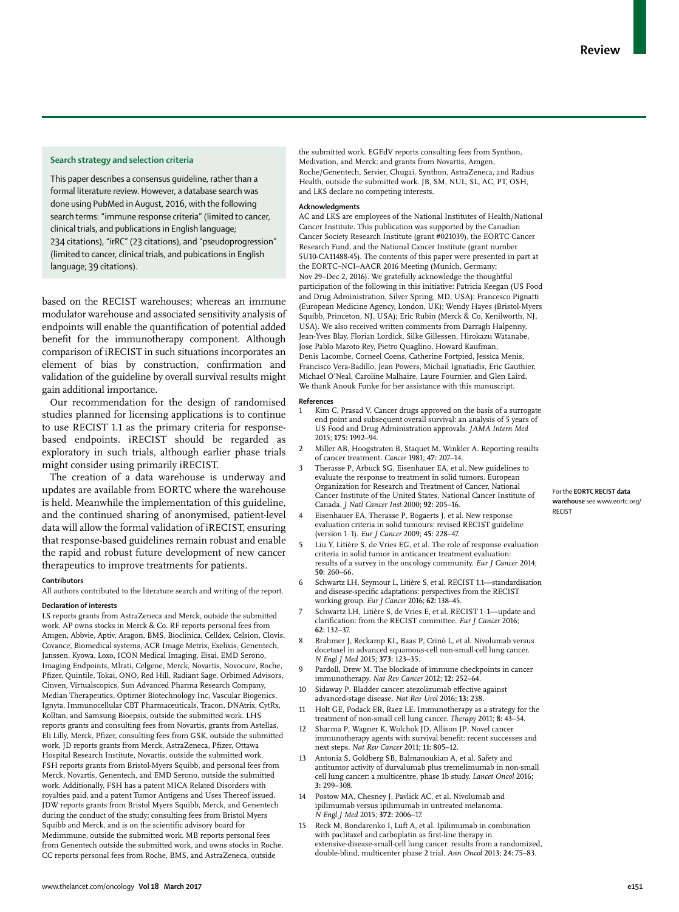### Search strategy and selection criteria

This paper describes a consensus guideline, rather than a formal literature review. However, a database search was done using PubMed in August, 2016, with the following search terms: "immune response criteria" (limited to cancer, clinical trials, and publications in English language; 234 citations), "irRC" (23 citations), and "pseudoprogression" (limited to cancer, clinical trials, and pubications in English language; 39 citations).

based on the RECIST warehouses; whereas an immune modulator warehouse and associated sensitivity analysis of endpoints will enable the quantification of potential added benefit for the immunotherapy component. Although comparison of iRECIST in such situations incorporates an element of bias by construction, confirmation and validation of the guideline by overall survival results might gain additional importance.

Our recommendation for the design of randomised studies planned for licensing applications is to continue to use RECIST 1.1 as the primary criteria for response-based endpoints. iRECIST should be regarded as exploratory in such trials, although earlier phase trials might consider using primarily iRECIST.

The creation of a data warehouse is underway and updates are available from EORTC where the warehouse is held. Meanwhile the implementation of this guideline, and the continued sharing of anonymised, patient-level data will allow the formal validation of iRECIST, ensuring that response-based guidelines remain robust and enable the rapid and robust future development of new cancer therapeutics to improve treatments for patients.

For the **EORTC RECIST data warehouse** see www.eortc.org/RECIST

#### Contributors

All authors contributed to the literature search and writing of the report.

#### Declaration of interests

LS reports grants from AstraZeneca and Merck, outside the submitted work. AP owns stocks in Merck & Co. RF reports personal fees from Amgen, Abbvie, Aptiv, Aragon, BMS, Bioclinica, Celldex, Celsion, Clovis, Covance, Biomedical systems, ACR Image Metrix, Exelixis, Genentech, Janssen, Kyowa, Loxo, ICON Medical Imaging, Eisai, EMD Serono, Imaging Endpoints, Mlrati, Celgene, Merck, Novartis, Novocure, Roche, Pfizer, Quintile, Tokai, ONO, Red Hill, Radiant Sage, Orbimed Advisors, Cinven, Virtualscopics, Sun Advanced Pharma Research Company, Median Therapeutics, Optimer Biotechnology Inc, Vascular Biogenics, Ignyta, Immunocellular CBT Pharmaceuticals, Tracon, DNAtrix, CytRx, Kolltan, and Samsung Bioepsis, outside the submitted work. LHS reports grants and consulting fees from Novartis, grants from Astellas, Eli Lilly, Merck, Pfizer, consulting fees from GSK, outside the submitted work. JD reports grants from Merck, AstraZeneca, Pfizer, Ottawa Hospital Research Institute, Novartis, outside the submitted work. FSH reports grants from Bristol-Myers Squibb, and personal fees from Merck, Novartis, Genentech, and EMD Serono, outside the submitted work. Additionally, FSH has a patent MICA Related Disorders with royalties paid, and a patent Tumor Antigens and Uses Thereof issued. JDW reports grants from Bristol Myers Squibb, Merck, and Genentech during the conduct of the study; consulting fees from Bristol Myers Squibb and Merck, and is on the scientific advisory board for Medimmune, outside the submitted work. MB reports personal fees from Genentech outside the submitted work, and owns stocks in Roche. CC reports personal fees from Roche, BMS, and AstraZeneca, outside the submitted work. EGEdV reports consulting fees from Synthon, Medivation, and Merck; and grants from Novartis, Amgen, Roche/Genentech, Servier, Chugai, Synthon, AstraZeneca, and Radius Health, outside the submitted work. JB, SM, NUL, SL, AC, PT, OSH, and LKS declare no competing interests.

#### Acknowledgments

AC and LKS are employees of the National Institutes of Health/National Cancer Institute. This publication was supported by the Canadian Cancer Society Research Institute (grant #021039), the EORTC Cancer Research Fund, and the National Cancer Institute (grant number 5U10-CA11488-45). The contents of this paper were presented in part at the EORTC–NCI–AACR 2016 Meeting (Munich, Germany; Nov 29–Dec 2, 2016). We gratefully acknowledge the thoughtful participation of the following in this initiative: Patricia Keegan (US Food and Drug Administration, Silver Spring, MD, USA); Francesco Pignatti (European Medicine Agency, London, UK); Wendy Hayes (Bristol-Myers Squibb, Princeton, NJ, USA); Eric Rubin (Merck & Co, Kenilworth, NJ, USA). We also received written comments from Darragh Halpenny, Jean-Yves Blay, Florian Lordick, Silke Gillessen, Hirokazu Watanabe, Jose Pablo Maroto Rey, Pietro Quaglino, Howard Kaufman, Denis Lacombe, Corneel Coens, Catherine Fortpied, Jessica Menis, Francisco Vera-Badillo, Jean Powers, Michail Ignatiadis, Eric Gauthier, Michael O'Neal, Caroline Malhaire, Laure Fournier, and Glen Laird. We thank Anouk Funke for her assistance with this manuscript.

#### References

1. Kim C, Prasad V. Cancer drugs approved on the basis of a surrogate end point and subsequent overall survival: an analysis of 5 years of US Food and Drug Administration approvals. *JAMA Intern Med* 2015; **175:** 1992–94.
2. Miller AB, Hoogstraten B, Staquet M, Winkler A. Reporting results of cancer treatment. *Cancer* 1981; **47:** 207–14.
3. Therasse P, Arbuck SG, Eisenhauer EA, et al. New guidelines to evaluate the response to treatment in solid tumors. European Organization for Research and Treatment of Cancer, National Cancer Institute of the United States, National Cancer Institute of Canada. *J Natl Cancer Inst* 2000; **92:** 205–16.
4. Eisenhauer EA, Therasse P, Bogaerts J, et al. New response evaluation criteria in solid tumours: revised RECIST guideline (version 1·1). *Eur J Cancer* 2009; **45:** 228–47.
5. Liu Y, Litière S, de Vries EG, et al. The role of response evaluation criteria in solid tumor in anticancer treatment evaluation: results of a survey in the oncology community. *Eur J Cancer* 2014; **50:** 260–66.
6. Schwartz LH, Seymour L, Litière S, et al. RECIST 1.1—standardisation and disease-specific adaptations: perspectives from the RECIST working group. *Eur J Cancer* 2016; **62:** 138–45.
7. Schwartz LH, Litière S, de Vries E, et al. RECIST 1·1—update and clarification: from the RECIST committee. *Eur J Cancer* 2016; **62:** 132–37.
8. Brahmer J, Reckamp KL, Baas P, Crinò L, et al. Nivolumab versus docetaxel in advanced squamous-cell non-small-cell lung cancer. *N Engl J Med* 2015; **373:** 123–35.
9. Pardoll, Drew M. The blockade of immune checkpoints in cancer immunotherapy. *Nat Rev Cancer* 2012; **12:** 252–64.
10. Sidaway P. Bladder cancer: atezolizumab effective against advanced-stage disease. *Nat Rev Urol* 2016; **13:** 238.
11. Holt GE, Podack ER, Raez LE. Immunotherapy as a strategy for the treatment of non-small cell lung cancer. *Therapy* 2011; **8:** 43–54.
12. Sharma P, Wagner K, Wolchok JD, Allison JP. Novel cancer immunotherapy agents with survival benefit: recent successes and next steps. *Nat Rev Cancer* 2011; **11:** 805–12.
13. Antonia S, Goldberg SB, Balmanoukian A, et al. Safety and antitumor activity of durvalumab plus tremelimumab in non-small cell lung cancer: a multicentre, phase 1b study. *Lancet Oncol* 2016; **3:** 299–308.
14. Postow MA, Chesney J, Pavlick AC, et al. Nivolumab and ipilimumab versus ipilimumab in untreated melanoma. *N Engl J Med* 2015; **372:** 2006–17.
15. Reck M, Bondarenko I, Luft A, et al. Ipilimumab in combination with paclitaxel and carboplatin as first-line therapy in extensive-disease-small-cell lung cancer: results from a randomized, double-blind, multicenter phase 2 trial. *Ann Oncol* 2013; **24:** 75–83.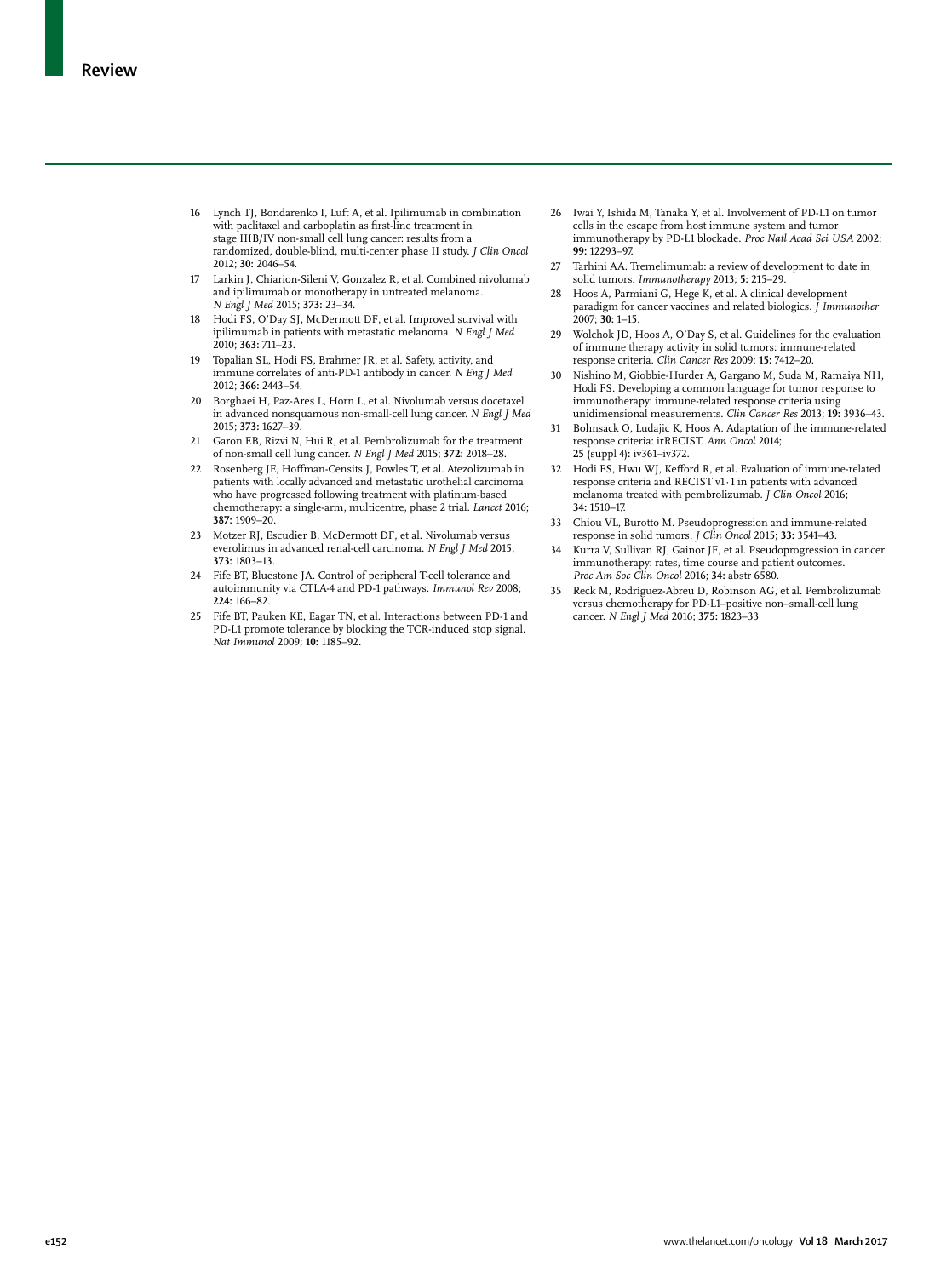16 Lynch TJ, Bondarenko I, Luft A, et al. Ipilimumab in combination with paclitaxel and carboplatin as first-line treatment in stage IIIB/IV non-small cell lung cancer: results from a randomized, double-blind, multi-center phase II study. *J Clin Oncol* 2012; **30:** 2046–54.

17 Larkin J, Chiarion-Sileni V, Gonzalez R, et al. Combined nivolumab and ipilimumab or monotherapy in untreated melanoma. *N Engl J Med* 2015; **373:** 23–34.

18 Hodi FS, O'Day SJ, McDermott DF, et al. Improved survival with ipilimumab in patients with metastatic melanoma. *N Engl J Med* 2010; **363:** 711–23.

19 Topalian SL, Hodi FS, Brahmer JR, et al. Safety, activity, and immune correlates of anti-PD-1 antibody in cancer. *N Eng J Med* 2012; **366:** 2443–54.

20 Borghaei H, Paz-Ares L, Horn L, et al. Nivolumab versus docetaxel in advanced nonsquamous non-small-cell lung cancer. *N Engl J Med* 2015; **373:** 1627–39.

21 Garon EB, Rizvi N, Hui R, et al. Pembrolizumab for the treatment of non-small cell lung cancer. *N Engl J Med* 2015; **372:** 2018–28.

22 Rosenberg JE, Hoffman-Censits J, Powles T, et al. Atezolizumab in patients with locally advanced and metastatic urothelial carcinoma who have progressed following treatment with platinum-based chemotherapy: a single-arm, multicentre, phase 2 trial. *Lancet* 2016; **387:** 1909–20.

23 Motzer RJ, Escudier B, McDermott DF, et al. Nivolumab versus everolimus in advanced renal-cell carcinoma. *N Engl J Med* 2015; **373:** 1803–13.

24 Fife BT, Bluestone JA. Control of peripheral T-cell tolerance and autoimmunity via CTLA-4 and PD-1 pathways. *Immunol Rev* 2008; **224:** 166–82.

25 Fife BT, Pauken KE, Eagar TN, et al. Interactions between PD-1 and PD-L1 promote tolerance by blocking the TCR-induced stop signal. *Nat Immunol* 2009; **10:** 1185–92.

26 Iwai Y, Ishida M, Tanaka Y, et al. Involvement of PD-L1 on tumor cells in the escape from host immune system and tumor immunotherapy by PD-L1 blockade. *Proc Natl Acad Sci USA* 2002; **99:** 12293–97.

27 Tarhini AA. Tremelimumab: a review of development to date in solid tumors. *Immunotherapy* 2013; **5:** 215–29.

28 Hoos A, Parmiani G, Hege K, et al. A clinical development paradigm for cancer vaccines and related biologics. *J Immunother* 2007; **30:** 1–15.

29 Wolchok JD, Hoos A, O'Day S, et al. Guidelines for the evaluation of immune therapy activity in solid tumors: immune-related response criteria. *Clin Cancer Res* 2009; **15:** 7412–20.

30 Nishino M, Giobbie-Hurder A, Gargano M, Suda M, Ramaiya NH, Hodi FS. Developing a common language for tumor response to immunotherapy: immune-related response criteria using unidimensional measurements. *Clin Cancer Res* 2013; **19:** 3936–43.

31 Bohnsack O, Ludajic K, Hoos A. Adaptation of the immune-related response criteria: irRECIST. *Ann Oncol* 2014; **25** (suppl 4)**:** iv361–iv372.

32 Hodi FS, Hwu WJ, Kefford R, et al. Evaluation of immune-related response criteria and RECIST v1·1 in patients with advanced melanoma treated with pembrolizumab. *J Clin Oncol* 2016; **34:** 1510–17.

33 Chiou VL, Burotto M. Pseudoprogression and immune-related response in solid tumors. *J Clin Oncol* 2015; **33:** 3541–43.

34 Kurra V, Sullivan RJ, Gainor JF, et al. Pseudoprogression in cancer immunotherapy: rates, time course and patient outcomes. *Proc Am Soc Clin Oncol* 2016; **34:** abstr 6580.

35 Reck M, Rodríguez-Abreu D, Robinson AG, et al. Pembrolizumab versus chemotherapy for PD-L1–positive non–small-cell lung cancer. *N Engl J Med* 2016; **375:** 1823–33